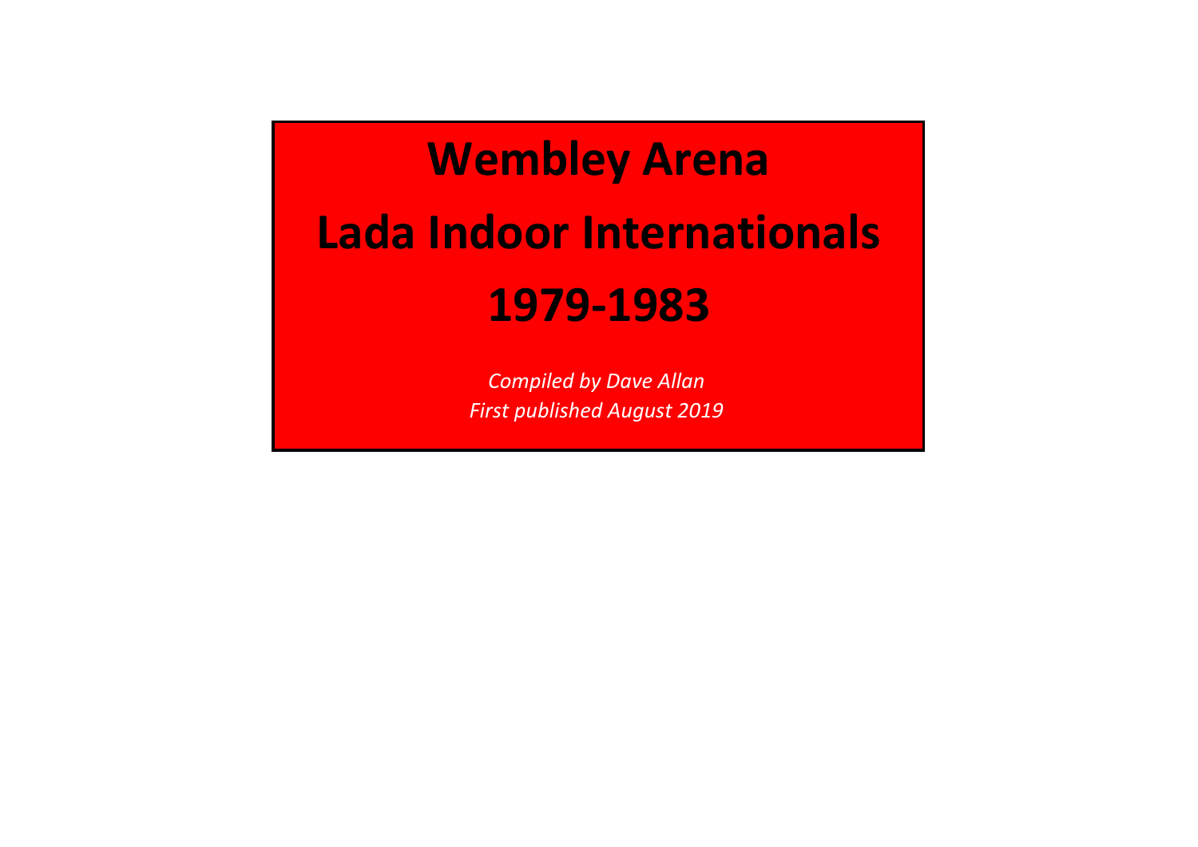# Wembley Arena

# Lada Indoor Internationals

# 1979-1983

*Compiled by Dave Allan*
*First published August 2019*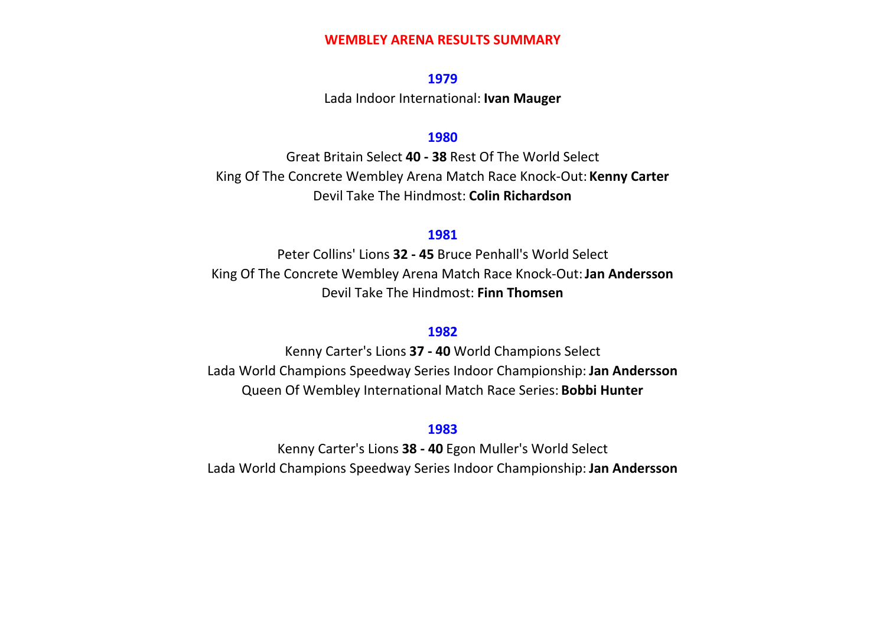# WEMBLEY ARENA RESULTS SUMMARY

## 1979

Lada Indoor International: **Ivan Mauger**

## 1980

Great Britain Select **40 - 38** Rest Of The World Select

King Of The Concrete Wembley Arena Match Race Knock-Out: **Kenny Carter**

Devil Take The Hindmost: **Colin Richardson**

## 1981

Peter Collins' Lions **32 - 45** Bruce Penhall's World Select

King Of The Concrete Wembley Arena Match Race Knock-Out: **Jan Andersson**

Devil Take The Hindmost: **Finn Thomsen**

## 1982

Kenny Carter's Lions **37 - 40** World Champions Select

Lada World Champions Speedway Series Indoor Championship: **Jan Andersson**

Queen Of Wembley International Match Race Series: **Bobbi Hunter**

## 1983

Kenny Carter's Lions **38 - 40** Egon Muller's World Select

Lada World Champions Speedway Series Indoor Championship: **Jan Andersson**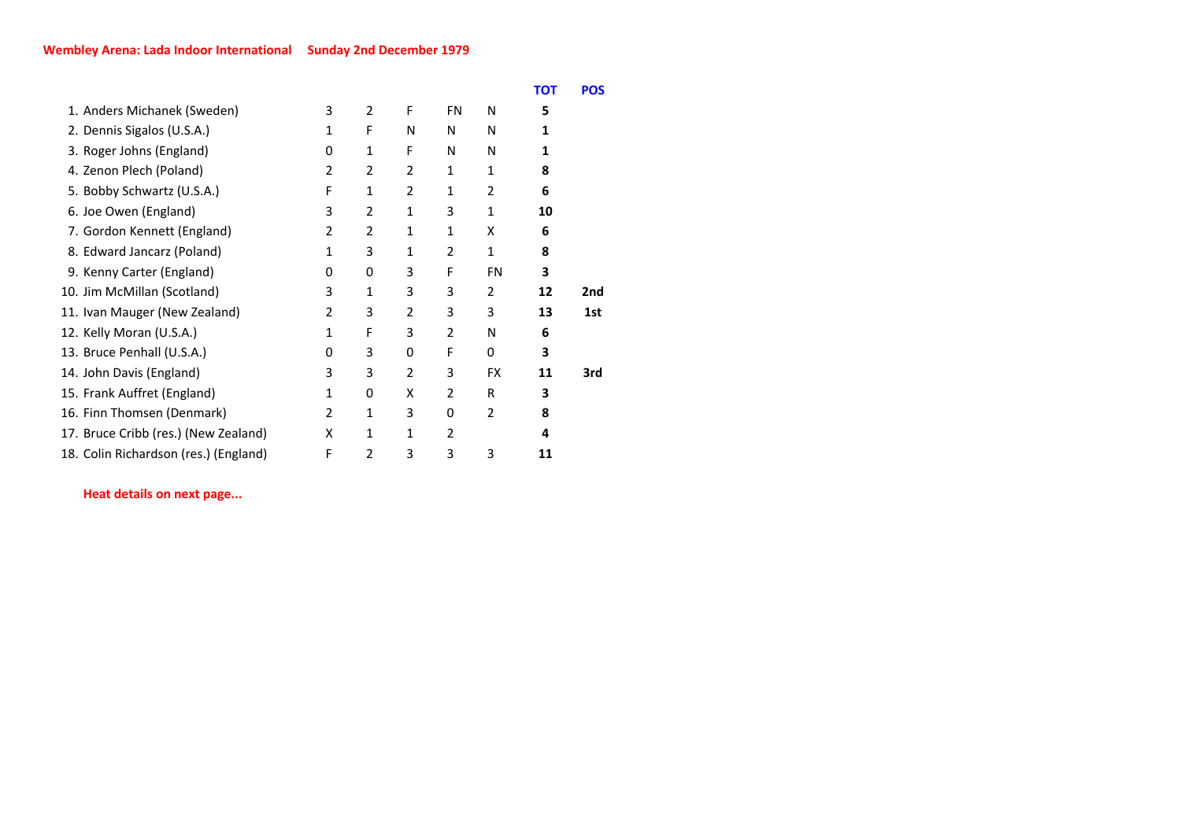**Wembley Arena: Lada Indoor International     Sunday 2nd December 1979**

| Rider | | | | | | TOT | POS |
|---|---|---|---|---|---|---|---|
| 1. Anders Michanek (Sweden) | 3 | 2 | F | FN | N | **5** | |
| 2. Dennis Sigalos (U.S.A.) | 1 | F | N | N | N | **1** | |
| 3. Roger Johns (England) | 0 | 1 | F | N | N | **1** | |
| 4. Zenon Plech (Poland) | 2 | 2 | 2 | 1 | 1 | **8** | |
| 5. Bobby Schwartz (U.S.A.) | F | 1 | 2 | 1 | 2 | **6** | |
| 6. Joe Owen (England) | 3 | 2 | 1 | 3 | 1 | **10** | |
| 7. Gordon Kennett (England) | 2 | 2 | 1 | 1 | X | **6** | |
| 8. Edward Jancarz (Poland) | 1 | 3 | 1 | 2 | 1 | **8** | |
| 9. Kenny Carter (England) | 0 | 0 | 3 | F | FN | **3** | |
| 10. Jim McMillan (Scotland) | 3 | 1 | 3 | 3 | 2 | **12** | **2nd** |
| 11. Ivan Mauger (New Zealand) | 2 | 3 | 2 | 3 | 3 | **13** | **1st** |
| 12. Kelly Moran (U.S.A.) | 1 | F | 3 | 2 | N | **6** | |
| 13. Bruce Penhall (U.S.A.) | 0 | 3 | 0 | F | 0 | **3** | |
| 14. John Davis (England) | 3 | 3 | 2 | 3 | FX | **11** | **3rd** |
| 15. Frank Auffret (England) | 1 | 0 | X | 2 | R | **3** | |
| 16. Finn Thomsen (Denmark) | 2 | 1 | 3 | 0 | 2 | **8** | |
| 17. Bruce Cribb (res.) (New Zealand) | X | 1 | 1 | 2 | | **4** | |
| 18. Colin Richardson (res.) (England) | F | 2 | 3 | 3 | 3 | **11** | |

**Heat details on next page...**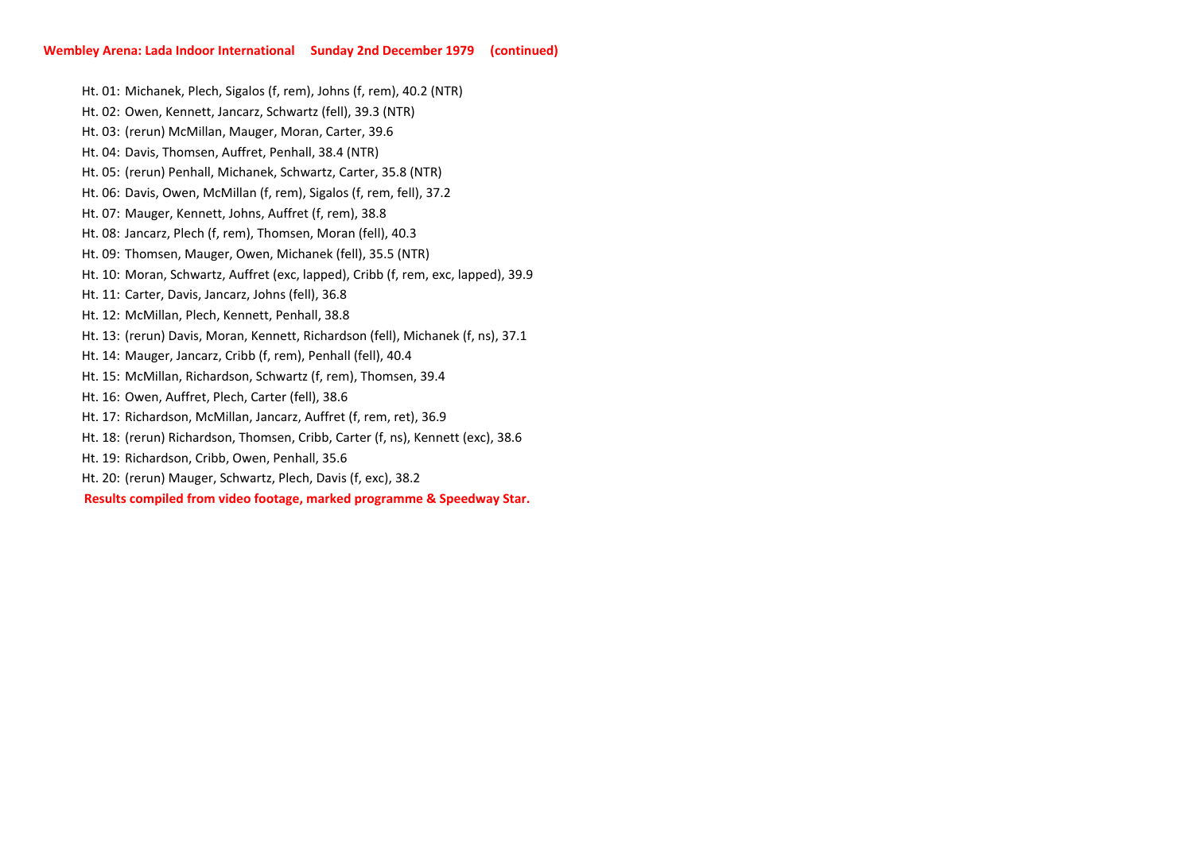**Wembley Arena: Lada Indoor International Sunday 2nd December 1979 (continued)**

Ht. 01: Michanek, Plech, Sigalos (f, rem), Johns (f, rem), 40.2 (NTR)
Ht. 02: Owen, Kennett, Jancarz, Schwartz (fell), 39.3 (NTR)
Ht. 03: (rerun) McMillan, Mauger, Moran, Carter, 39.6
Ht. 04: Davis, Thomsen, Auffret, Penhall, 38.4 (NTR)
Ht. 05: (rerun) Penhall, Michanek, Schwartz, Carter, 35.8 (NTR)
Ht. 06: Davis, Owen, McMillan (f, rem), Sigalos (f, rem, fell), 37.2
Ht. 07: Mauger, Kennett, Johns, Auffret (f, rem), 38.8
Ht. 08: Jancarz, Plech (f, rem), Thomsen, Moran (fell), 40.3
Ht. 09: Thomsen, Mauger, Owen, Michanek (fell), 35.5 (NTR)
Ht. 10: Moran, Schwartz, Auffret (exc, lapped), Cribb (f, rem, exc, lapped), 39.9
Ht. 11: Carter, Davis, Jancarz, Johns (fell), 36.8
Ht. 12: McMillan, Plech, Kennett, Penhall, 38.8
Ht. 13: (rerun) Davis, Moran, Kennett, Richardson (fell), Michanek (f, ns), 37.1
Ht. 14: Mauger, Jancarz, Cribb (f, rem), Penhall (fell), 40.4
Ht. 15: McMillan, Richardson, Schwartz (f, rem), Thomsen, 39.4
Ht. 16: Owen, Auffret, Plech, Carter (fell), 38.6
Ht. 17: Richardson, McMillan, Jancarz, Auffret (f, rem, ret), 36.9
Ht. 18: (rerun) Richardson, Thomsen, Cribb, Carter (f, ns), Kennett (exc), 38.6
Ht. 19: Richardson, Cribb, Owen, Penhall, 35.6
Ht. 20: (rerun) Mauger, Schwartz, Plech, Davis (f, exc), 38.2

**Results compiled from video footage, marked programme & Speedway Star.**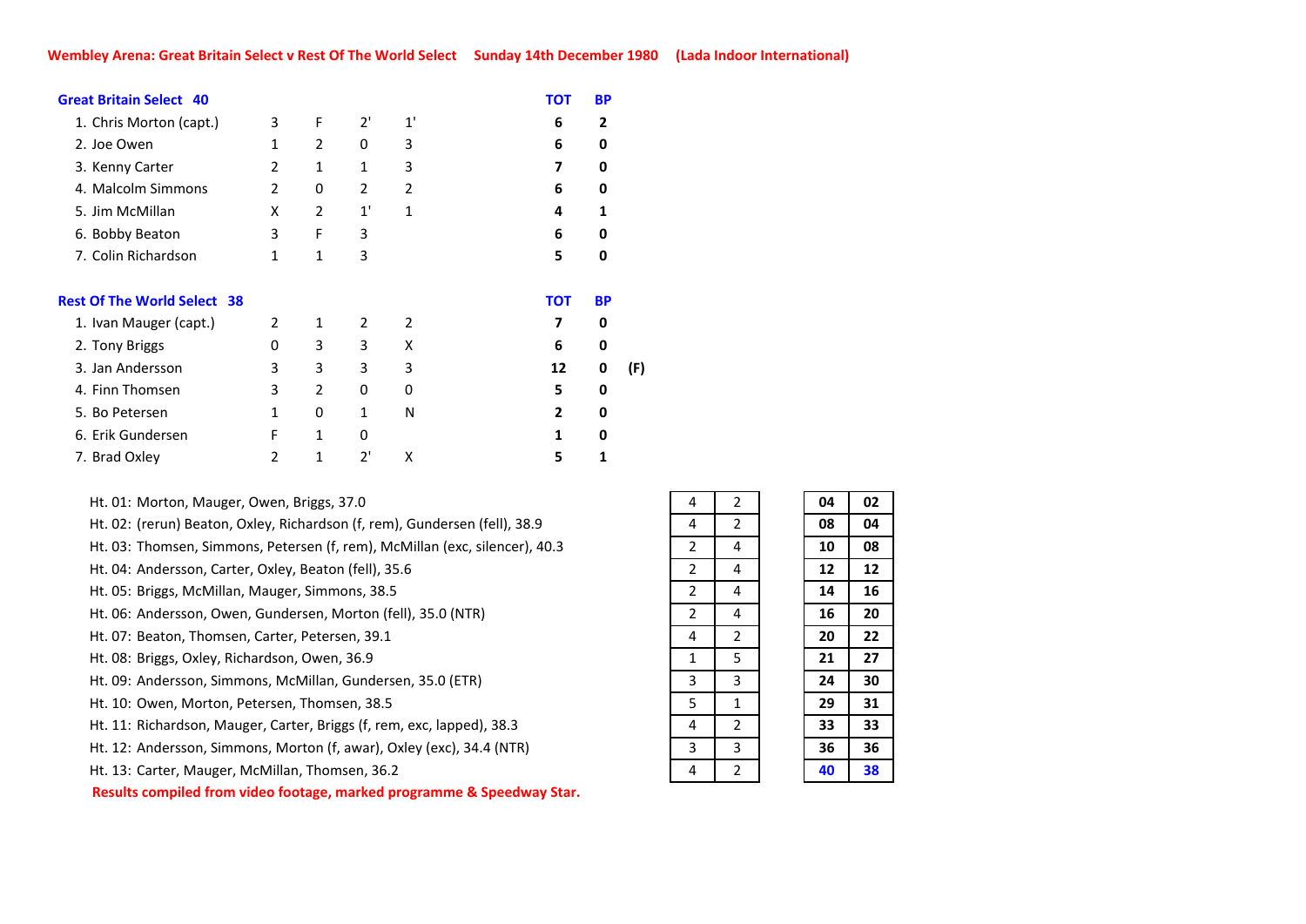**Wembley Arena: Great Britain Select v Rest Of The World Select     Sunday 14th December 1980     (Lada Indoor International)**

| Great Britain Select 40 | | | | | TOT | BP |
|---|---|---|---|---|---|---|
| 1. Chris Morton (capt.) | 3 | F | 2' | 1' | 6 | 2 |
| 2. Joe Owen | 1 | 2 | 0 | 3 | 6 | 0 |
| 3. Kenny Carter | 2 | 1 | 1 | 3 | 7 | 0 |
| 4. Malcolm Simmons | 2 | 0 | 2 | 2 | 6 | 0 |
| 5. Jim McMillan | X | 2 | 1' | 1 | 4 | 1 |
| 6. Bobby Beaton | 3 | F | 3 | | 6 | 0 |
| 7. Colin Richardson | 1 | 1 | 3 | | 5 | 0 |

| Rest Of The World Select 38 | | | | | TOT | BP | |
|---|---|---|---|---|---|---|---|
| 1. Ivan Mauger (capt.) | 2 | 1 | 2 | 2 | 7 | 0 | |
| 2. Tony Briggs | 0 | 3 | 3 | X | 6 | 0 | |
| 3. Jan Andersson | 3 | 3 | 3 | 3 | 12 | 0 | (F) |
| 4. Finn Thomsen | 3 | 2 | 0 | 0 | 5 | 0 | |
| 5. Bo Petersen | 1 | 0 | 1 | N | 2 | 0 | |
| 6. Erik Gundersen | F | 1 | 0 | | 1 | 0 | |
| 7. Brad Oxley | 2 | 1 | 2' | X | 5 | 1 | |

| Heat | | | | |
|---|---|---|---|---|
| Ht. 01: Morton, Mauger, Owen, Briggs, 37.0 | 4 | 2 | 04 | 02 |
| Ht. 02: (rerun) Beaton, Oxley, Richardson (f, rem), Gundersen (fell), 38.9 | 4 | 2 | 08 | 04 |
| Ht. 03: Thomsen, Simmons, Petersen (f, rem), McMillan (exc, silencer), 40.3 | 2 | 4 | 10 | 08 |
| Ht. 04: Andersson, Carter, Oxley, Beaton (fell), 35.6 | 2 | 4 | 12 | 12 |
| Ht. 05: Briggs, McMillan, Mauger, Simmons, 38.5 | 2 | 4 | 14 | 16 |
| Ht. 06: Andersson, Owen, Gundersen, Morton (fell), 35.0 (NTR) | 2 | 4 | 16 | 20 |
| Ht. 07: Beaton, Thomsen, Carter, Petersen, 39.1 | 4 | 2 | 20 | 22 |
| Ht. 08: Briggs, Oxley, Richardson, Owen, 36.9 | 1 | 5 | 21 | 27 |
| Ht. 09: Andersson, Simmons, McMillan, Gundersen, 35.0 (ETR) | 3 | 3 | 24 | 30 |
| Ht. 10: Owen, Morton, Petersen, Thomsen, 38.5 | 5 | 1 | 29 | 31 |
| Ht. 11: Richardson, Mauger, Carter, Briggs (f, rem, exc, lapped), 38.3 | 4 | 2 | 33 | 33 |
| Ht. 12: Andersson, Simmons, Morton (f, awar), Oxley (exc), 34.4 (NTR) | 3 | 3 | 36 | 36 |
| Ht. 13: Carter, Mauger, McMillan, Thomsen, 36.2 | 4 | 2 | 40 | 38 |

**Results compiled from video footage, marked programme & Speedway Star.**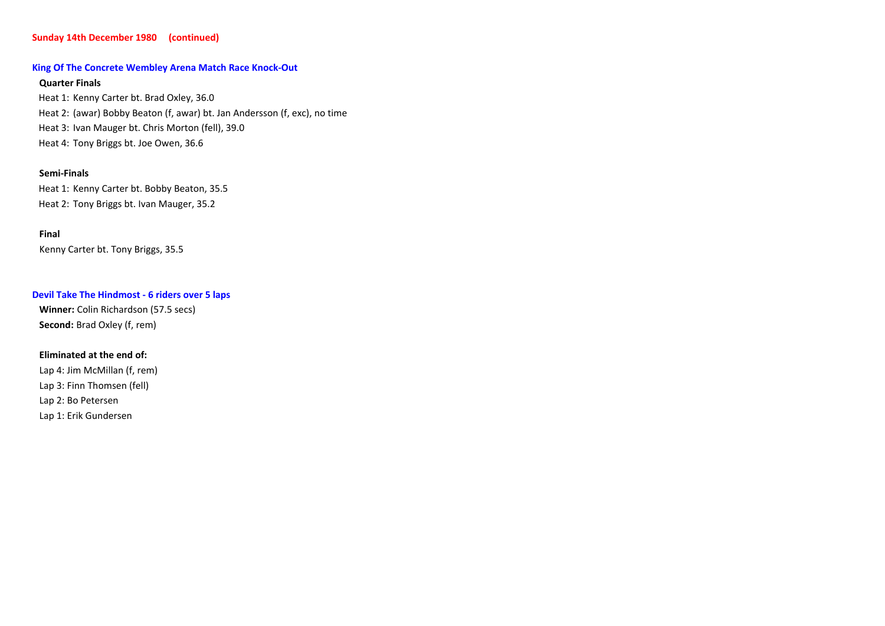**Sunday 14th December 1980 (continued)**

### King Of The Concrete Wembley Arena Match Race Knock-Out

**Quarter Finals**

Heat 1: Kenny Carter bt. Brad Oxley, 36.0
Heat 2: (awar) Bobby Beaton (f, awar) bt. Jan Andersson (f, exc), no time
Heat 3: Ivan Mauger bt. Chris Morton (fell), 39.0
Heat 4: Tony Briggs bt. Joe Owen, 36.6

**Semi-Finals**

Heat 1: Kenny Carter bt. Bobby Beaton, 35.5
Heat 2: Tony Briggs bt. Ivan Mauger, 35.2

**Final**

Kenny Carter bt. Tony Briggs, 35.5

### Devil Take The Hindmost - 6 riders over 5 laps

**Winner:** Colin Richardson (57.5 secs)
**Second:** Brad Oxley (f, rem)

**Eliminated at the end of:**

Lap 4: Jim McMillan (f, rem)
Lap 3: Finn Thomsen (fell)
Lap 2: Bo Petersen
Lap 1: Erik Gundersen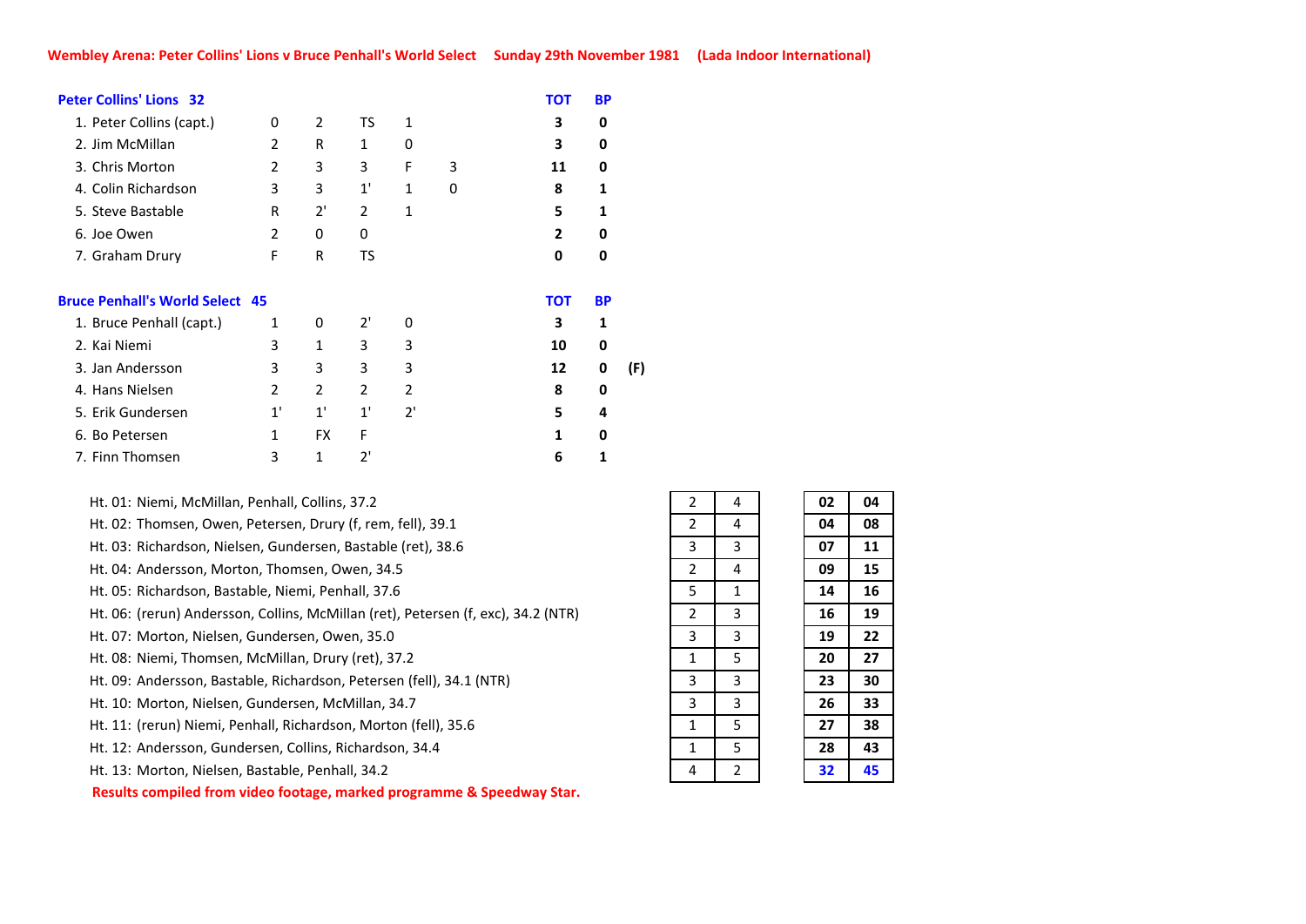**Wembley Arena: Peter Collins' Lions v Bruce Penhall's World Select Sunday 29th November 1981 (Lada Indoor International)**

| Peter Collins' Lions 32 | | | | | | TOT | BP | |
|---|---|---|---|---|---|---|---|---|
| 1. Peter Collins (capt.) | 0 | 2 | TS | 1 | | 3 | 0 | |
| 2. Jim McMillan | 2 | R | 1 | 0 | | 3 | 0 | |
| 3. Chris Morton | 2 | 3 | 3 | F | 3 | 11 | 0 | |
| 4. Colin Richardson | 3 | 3 | 1' | 1 | 0 | 8 | 1 | |
| 5. Steve Bastable | R | 2' | 2 | 1 | | 5 | 1 | |
| 6. Joe Owen | 2 | 0 | 0 | | | 2 | 0 | |
| 7. Graham Drury | F | R | TS | | | 0 | 0 | |

| Bruce Penhall's World Select 45 | | | | | | TOT | BP | |
|---|---|---|---|---|---|---|---|---|
| 1. Bruce Penhall (capt.) | 1 | 0 | 2' | 0 | | 3 | 1 | |
| 2. Kai Niemi | 3 | 1 | 3 | 3 | | 10 | 0 | |
| 3. Jan Andersson | 3 | 3 | 3 | 3 | | 12 | 0 | (F) |
| 4. Hans Nielsen | 2 | 2 | 2 | 2 | | 8 | 0 | |
| 5. Erik Gundersen | 1' | 1' | 1' | 2' | | 5 | 4 | |
| 6. Bo Petersen | 1 | FX | F | | | 1 | 0 | |
| 7. Finn Thomsen | 3 | 1 | 2' | | | 6 | 1 | |

| Heat | | | | |
|---|---|---|---|---|
| Ht. 01: Niemi, McMillan, Penhall, Collins, 37.2 | 2 | 4 | 02 | 04 |
| Ht. 02: Thomsen, Owen, Petersen, Drury (f, rem, fell), 39.1 | 2 | 4 | 04 | 08 |
| Ht. 03: Richardson, Nielsen, Gundersen, Bastable (ret), 38.6 | 3 | 3 | 07 | 11 |
| Ht. 04: Andersson, Morton, Thomsen, Owen, 34.5 | 2 | 4 | 09 | 15 |
| Ht. 05: Richardson, Bastable, Niemi, Penhall, 37.6 | 5 | 1 | 14 | 16 |
| Ht. 06: (rerun) Andersson, Collins, McMillan (ret), Petersen (f, exc), 34.2 (NTR) | 2 | 3 | 16 | 19 |
| Ht. 07: Morton, Nielsen, Gundersen, Owen, 35.0 | 3 | 3 | 19 | 22 |
| Ht. 08: Niemi, Thomsen, McMillan, Drury (ret), 37.2 | 1 | 5 | 20 | 27 |
| Ht. 09: Andersson, Bastable, Richardson, Petersen (fell), 34.1 (NTR) | 3 | 3 | 23 | 30 |
| Ht. 10: Morton, Nielsen, Gundersen, McMillan, 34.7 | 3 | 3 | 26 | 33 |
| Ht. 11: (rerun) Niemi, Penhall, Richardson, Morton (fell), 35.6 | 1 | 5 | 27 | 38 |
| Ht. 12: Andersson, Gundersen, Collins, Richardson, 34.4 | 1 | 5 | 28 | 43 |
| Ht. 13: Morton, Nielsen, Bastable, Penhall, 34.2 | 4 | 2 | **32** | **45** |

**Results compiled from video footage, marked programme & Speedway Star.**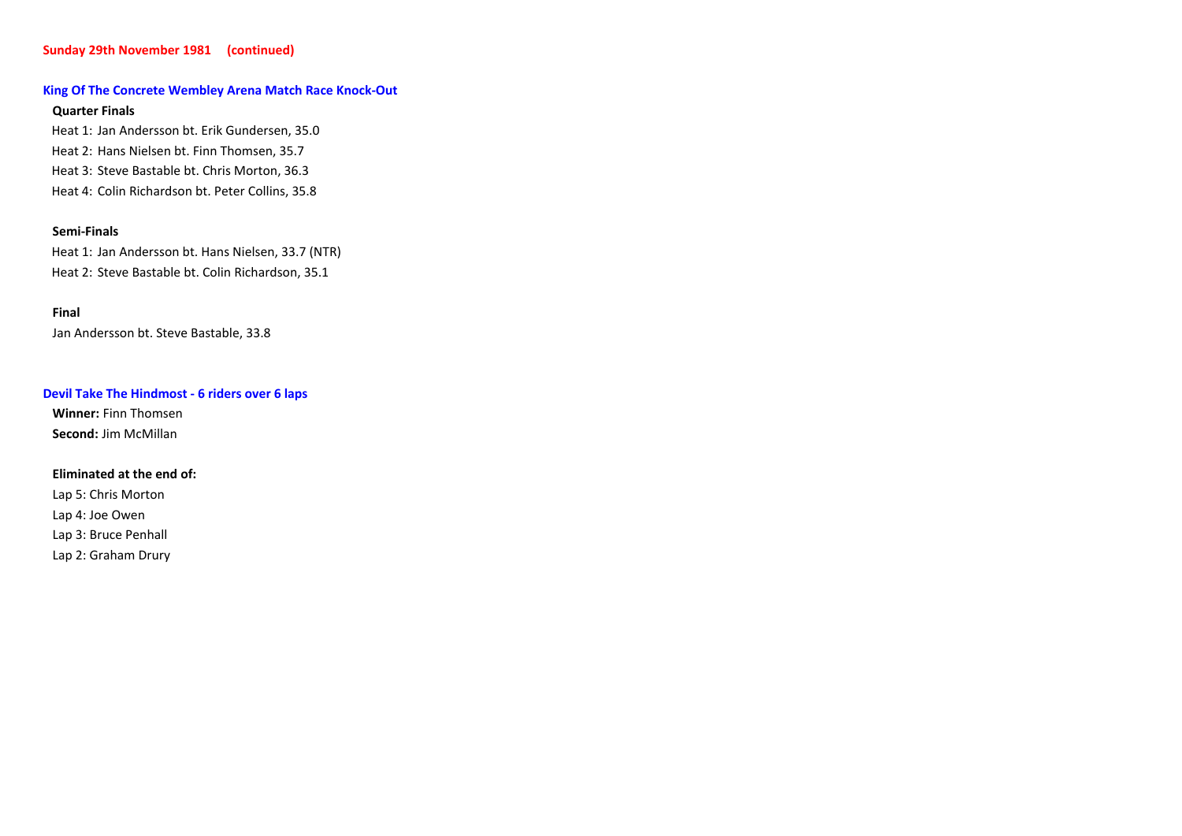**Sunday 29th November 1981 (continued)**

## King Of The Concrete Wembley Arena Match Race Knock-Out

### Quarter Finals

Heat 1: Jan Andersson bt. Erik Gundersen, 35.0
Heat 2: Hans Nielsen bt. Finn Thomsen, 35.7
Heat 3: Steve Bastable bt. Chris Morton, 36.3
Heat 4: Colin Richardson bt. Peter Collins, 35.8

### Semi-Finals

Heat 1: Jan Andersson bt. Hans Nielsen, 33.7 (NTR)
Heat 2: Steve Bastable bt. Colin Richardson, 35.1

### Final

Jan Andersson bt. Steve Bastable, 33.8

## Devil Take The Hindmost - 6 riders over 6 laps

**Winner:** Finn Thomsen
**Second:** Jim McMillan

**Eliminated at the end of:**

Lap 5: Chris Morton
Lap 4: Joe Owen
Lap 3: Bruce Penhall
Lap 2: Graham Drury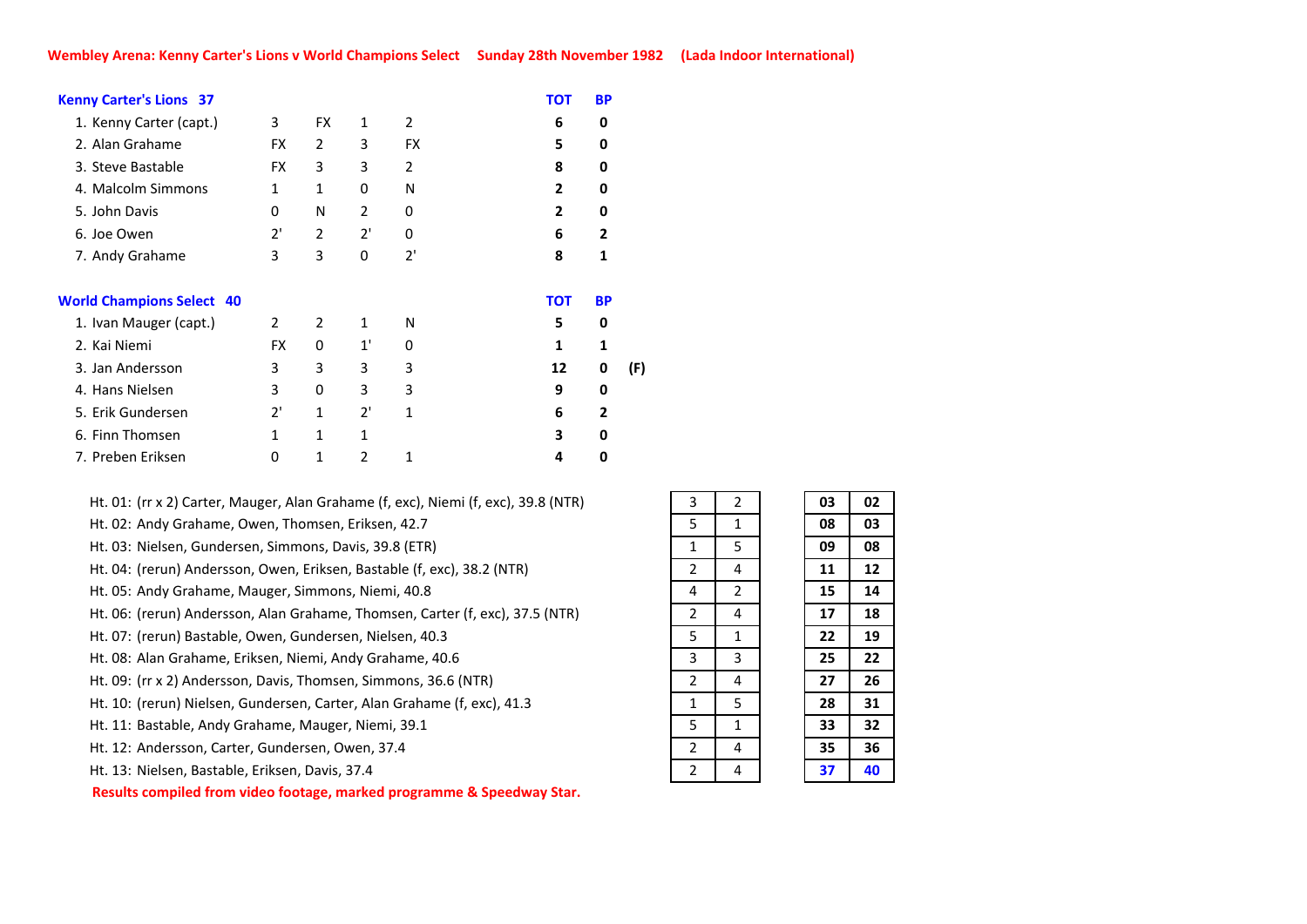**Wembley Arena: Kenny Carter's Lions v World Champions Select     Sunday 28th November 1982     (Lada Indoor International)**

| Kenny Carter's Lions 37 | | | | | TOT | BP | |
|---|---|---|---|---|---|---|---|
| 1. Kenny Carter (capt.) | 3 | FX | 1 | 2 | 6 | 0 | |
| 2. Alan Grahame | FX | 2 | 3 | FX | 5 | 0 | |
| 3. Steve Bastable | FX | 3 | 3 | 2 | 8 | 0 | |
| 4. Malcolm Simmons | 1 | 1 | 0 | N | 2 | 0 | |
| 5. John Davis | 0 | N | 2 | 0 | 2 | 0 | |
| 6. Joe Owen | 2' | 2 | 2' | 0 | 6 | 2 | |
| 7. Andy Grahame | 3 | 3 | 0 | 2' | 8 | 1 | |

| World Champions Select 40 | | | | | TOT | BP | |
|---|---|---|---|---|---|---|---|
| 1. Ivan Mauger (capt.) | 2 | 2 | 1 | N | 5 | 0 | |
| 2. Kai Niemi | FX | 0 | 1' | 0 | 1 | 1 | |
| 3. Jan Andersson | 3 | 3 | 3 | 3 | 12 | 0 | (F) |
| 4. Hans Nielsen | 3 | 0 | 3 | 3 | 9 | 0 | |
| 5. Erik Gundersen | 2' | 1 | 2' | 1 | 6 | 2 | |
| 6. Finn Thomsen | 1 | 1 | 1 | | 3 | 0 | |
| 7. Preben Eriksen | 0 | 1 | 2 | 1 | 4 | 0 | |

| Heat | | | | |
|---|---|---|---|---|
| Ht. 01: (rr x 2) Carter, Mauger, Alan Grahame (f, exc), Niemi (f, exc), 39.8 (NTR) | 3 | 2 | 03 | 02 |
| Ht. 02: Andy Grahame, Owen, Thomsen, Eriksen, 42.7 | 5 | 1 | 08 | 03 |
| Ht. 03: Nielsen, Gundersen, Simmons, Davis, 39.8 (ETR) | 1 | 5 | 09 | 08 |
| Ht. 04: (rerun) Andersson, Owen, Eriksen, Bastable (f, exc), 38.2 (NTR) | 2 | 4 | 11 | 12 |
| Ht. 05: Andy Grahame, Mauger, Simmons, Niemi, 40.8 | 4 | 2 | 15 | 14 |
| Ht. 06: (rerun) Andersson, Alan Grahame, Thomsen, Carter (f, exc), 37.5 (NTR) | 2 | 4 | 17 | 18 |
| Ht. 07: (rerun) Bastable, Owen, Gundersen, Nielsen, 40.3 | 5 | 1 | 22 | 19 |
| Ht. 08: Alan Grahame, Eriksen, Niemi, Andy Grahame, 40.6 | 3 | 3 | 25 | 22 |
| Ht. 09: (rr x 2) Andersson, Davis, Thomsen, Simmons, 36.6 (NTR) | 2 | 4 | 27 | 26 |
| Ht. 10: (rerun) Nielsen, Gundersen, Carter, Alan Grahame (f, exc), 41.3 | 1 | 5 | 28 | 31 |
| Ht. 11: Bastable, Andy Grahame, Mauger, Niemi, 39.1 | 5 | 1 | 33 | 32 |
| Ht. 12: Andersson, Carter, Gundersen, Owen, 37.4 | 2 | 4 | 35 | 36 |
| Ht. 13: Nielsen, Bastable, Eriksen, Davis, 37.4 | 2 | 4 | 37 | 40 |

**Results compiled from video footage, marked programme & Speedway Star.**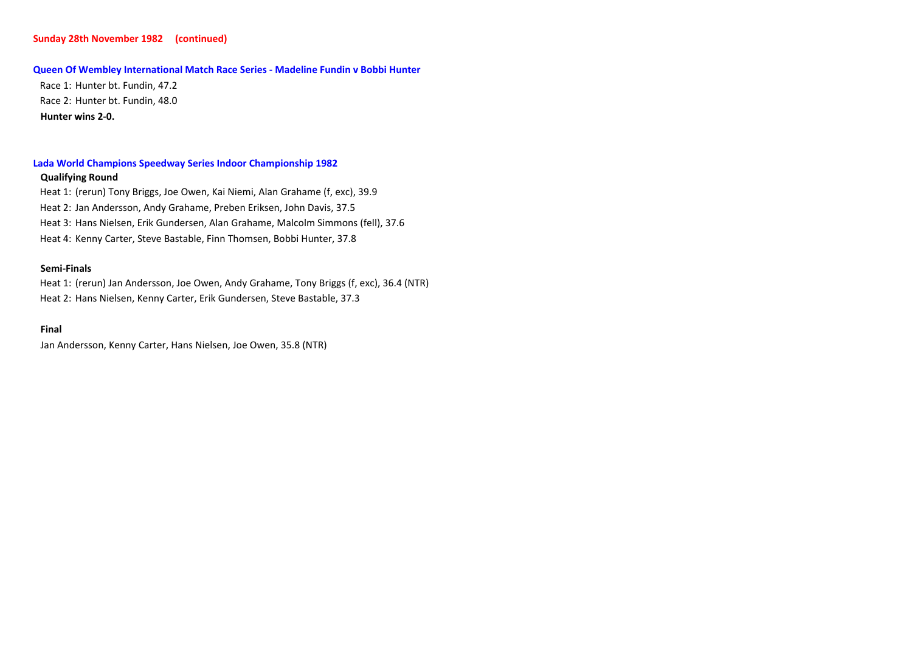**Sunday 28th November 1982 (continued)**

**Queen Of Wembley International Match Race Series - Madeline Fundin v Bobbi Hunter**

Race 1: Hunter bt. Fundin, 47.2
Race 2: Hunter bt. Fundin, 48.0
**Hunter wins 2-0.**

**Lada World Champions Speedway Series Indoor Championship 1982**

**Qualifying Round**

Heat 1: (rerun) Tony Briggs, Joe Owen, Kai Niemi, Alan Grahame (f, exc), 39.9
Heat 2: Jan Andersson, Andy Grahame, Preben Eriksen, John Davis, 37.5
Heat 3: Hans Nielsen, Erik Gundersen, Alan Grahame, Malcolm Simmons (fell), 37.6
Heat 4: Kenny Carter, Steve Bastable, Finn Thomsen, Bobbi Hunter, 37.8

**Semi-Finals**

Heat 1: (rerun) Jan Andersson, Joe Owen, Andy Grahame, Tony Briggs (f, exc), 36.4 (NTR)
Heat 2: Hans Nielsen, Kenny Carter, Erik Gundersen, Steve Bastable, 37.3

**Final**

Jan Andersson, Kenny Carter, Hans Nielsen, Joe Owen, 35.8 (NTR)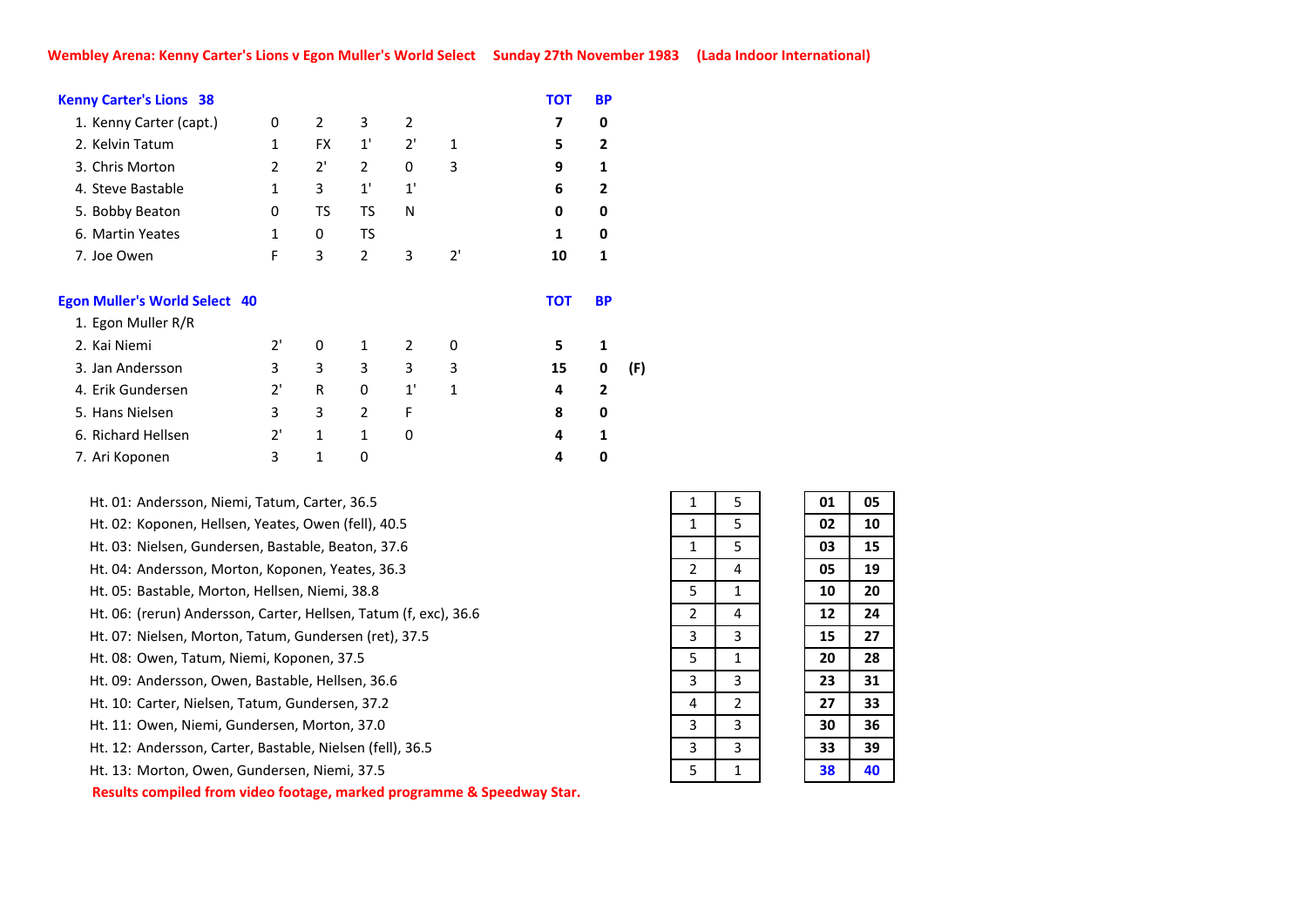**Wembley Arena: Kenny Carter's Lions v Egon Muller's World Select     Sunday 27th November 1983     (Lada Indoor International)**

| Kenny Carter's Lions 38 | | | | | | TOT | BP | |
|---|---|---|---|---|---|---|---|---|
| 1. Kenny Carter (capt.) | 0 | 2 | 3 | 2 | | 7 | 0 | |
| 2. Kelvin Tatum | 1 | FX | 1' | 2' | 1 | 5 | 2 | |
| 3. Chris Morton | 2 | 2' | 2 | 0 | 3 | 9 | 1 | |
| 4. Steve Bastable | 1 | 3 | 1' | 1' | | 6 | 2 | |
| 5. Bobby Beaton | 0 | TS | TS | N | | 0 | 0 | |
| 6. Martin Yeates | 1 | 0 | TS | | | 1 | 0 | |
| 7. Joe Owen | F | 3 | 2 | 3 | 2' | 10 | 1 | |

| Egon Muller's World Select 40 | | | | | | TOT | BP | |
|---|---|---|---|---|---|---|---|---|
| 1. Egon Muller R/R | | | | | | | | |
| 2. Kai Niemi | 2' | 0 | 1 | 2 | 0 | 5 | 1 | |
| 3. Jan Andersson | 3 | 3 | 3 | 3 | 3 | 15 | 0 | (F) |
| 4. Erik Gundersen | 2' | R | 0 | 1' | 1 | 4 | 2 | |
| 5. Hans Nielsen | 3 | 3 | 2 | F | | 8 | 0 | |
| 6. Richard Hellsen | 2' | 1 | 1 | 0 | | 4 | 1 | |
| 7. Ari Koponen | 3 | 1 | 0 | | | 4 | 0 | |

| Heat | | | | |
|---|---|---|---|---|
| Ht. 01: Andersson, Niemi, Tatum, Carter, 36.5 | 1 | 5 | 01 | 05 |
| Ht. 02: Koponen, Hellsen, Yeates, Owen (fell), 40.5 | 1 | 5 | 02 | 10 |
| Ht. 03: Nielsen, Gundersen, Bastable, Beaton, 37.6 | 1 | 5 | 03 | 15 |
| Ht. 04: Andersson, Morton, Koponen, Yeates, 36.3 | 2 | 4 | 05 | 19 |
| Ht. 05: Bastable, Morton, Hellsen, Niemi, 38.8 | 5 | 1 | 10 | 20 |
| Ht. 06: (rerun) Andersson, Carter, Hellsen, Tatum (f, exc), 36.6 | 2 | 4 | 12 | 24 |
| Ht. 07: Nielsen, Morton, Tatum, Gundersen (ret), 37.5 | 3 | 3 | 15 | 27 |
| Ht. 08: Owen, Tatum, Niemi, Koponen, 37.5 | 5 | 1 | 20 | 28 |
| Ht. 09: Andersson, Owen, Bastable, Hellsen, 36.6 | 3 | 3 | 23 | 31 |
| Ht. 10: Carter, Nielsen, Tatum, Gundersen, 37.2 | 4 | 2 | 27 | 33 |
| Ht. 11: Owen, Niemi, Gundersen, Morton, 37.0 | 3 | 3 | 30 | 36 |
| Ht. 12: Andersson, Carter, Bastable, Nielsen (fell), 36.5 | 3 | 3 | 33 | 39 |
| Ht. 13: Morton, Owen, Gundersen, Niemi, 37.5 | 5 | 1 | **38** | **40** |

**Results compiled from video footage, marked programme & Speedway Star.**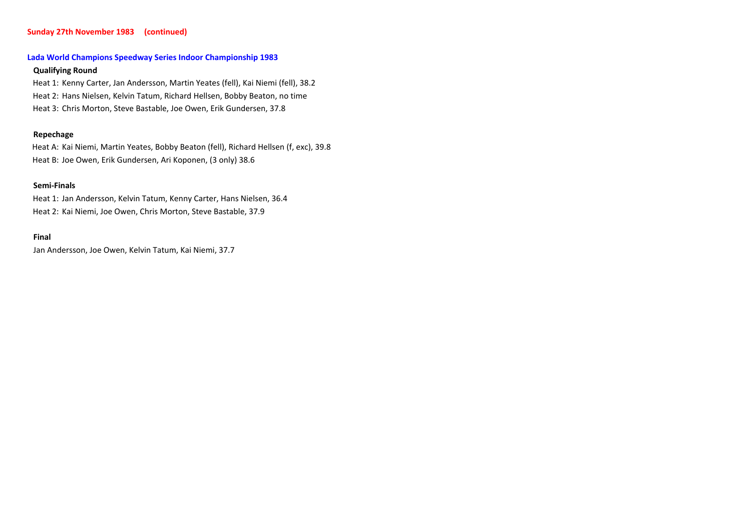**Sunday 27th November 1983 (continued)**

## Lada World Champions Speedway Series Indoor Championship 1983

**Qualifying Round**

Heat 1: Kenny Carter, Jan Andersson, Martin Yeates (fell), Kai Niemi (fell), 38.2
Heat 2: Hans Nielsen, Kelvin Tatum, Richard Hellsen, Bobby Beaton, no time
Heat 3: Chris Morton, Steve Bastable, Joe Owen, Erik Gundersen, 37.8

**Repechage**

Heat A: Kai Niemi, Martin Yeates, Bobby Beaton (fell), Richard Hellsen (f, exc), 39.8
Heat B: Joe Owen, Erik Gundersen, Ari Koponen, (3 only) 38.6

**Semi-Finals**

Heat 1: Jan Andersson, Kelvin Tatum, Kenny Carter, Hans Nielsen, 36.4
Heat 2: Kai Niemi, Joe Owen, Chris Morton, Steve Bastable, 37.9

**Final**

Jan Andersson, Joe Owen, Kelvin Tatum, Kai Niemi, 37.7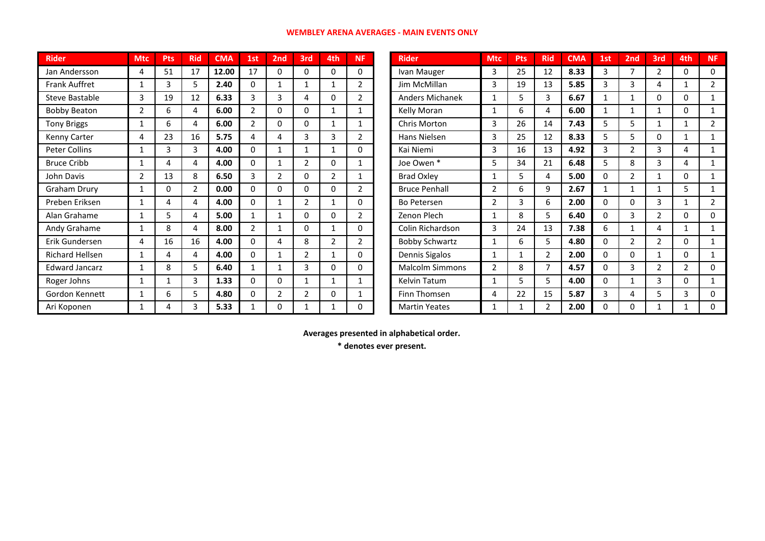# WEMBLEY ARENA AVERAGES - MAIN EVENTS ONLY

| Rider | Mtc | Pts | Rid | CMA | 1st | 2nd | 3rd | 4th | NF |
|---|---|---|---|---|---|---|---|---|---|
| Jan Andersson | 4 | 51 | 17 | **12.00** | 17 | 0 | 0 | 0 | 0 |
| Frank Auffret | 1 | 3 | 5 | **2.40** | 0 | 1 | 1 | 1 | 2 |
| Steve Bastable | 3 | 19 | 12 | **6.33** | 3 | 3 | 4 | 0 | 2 |
| Bobby Beaton | 2 | 6 | 4 | **6.00** | 2 | 0 | 0 | 1 | 1 |
| Tony Briggs | 1 | 6 | 4 | **6.00** | 2 | 0 | 0 | 1 | 1 |
| Kenny Carter | 4 | 23 | 16 | **5.75** | 4 | 4 | 3 | 3 | 2 |
| Peter Collins | 1 | 3 | 3 | **4.00** | 0 | 1 | 1 | 1 | 0 |
| Bruce Cribb | 1 | 4 | 4 | **4.00** | 0 | 1 | 2 | 0 | 1 |
| John Davis | 2 | 13 | 8 | **6.50** | 3 | 2 | 0 | 2 | 1 |
| Graham Drury | 1 | 0 | 2 | **0.00** | 0 | 0 | 0 | 0 | 2 |
| Preben Eriksen | 1 | 4 | 4 | **4.00** | 0 | 1 | 2 | 1 | 0 |
| Alan Grahame | 1 | 5 | 4 | **5.00** | 1 | 1 | 0 | 0 | 2 |
| Andy Grahame | 1 | 8 | 4 | **8.00** | 2 | 1 | 0 | 1 | 0 |
| Erik Gundersen | 4 | 16 | 16 | **4.00** | 0 | 4 | 8 | 2 | 2 |
| Richard Hellsen | 1 | 4 | 4 | **4.00** | 0 | 1 | 2 | 1 | 0 |
| Edward Jancarz | 1 | 8 | 5 | **6.40** | 1 | 1 | 3 | 0 | 0 |
| Roger Johns | 1 | 1 | 3 | **1.33** | 0 | 0 | 1 | 1 | 1 |
| Gordon Kennett | 1 | 6 | 5 | **4.80** | 0 | 2 | 2 | 0 | 1 |
| Ari Koponen | 1 | 4 | 3 | **5.33** | 1 | 0 | 1 | 1 | 0 |
| Ivan Mauger | 3 | 25 | 12 | **8.33** | 3 | 7 | 2 | 0 | 0 |
| Jim McMillan | 3 | 19 | 13 | **5.85** | 3 | 3 | 4 | 1 | 2 |
| Anders Michanek | 1 | 5 | 3 | **6.67** | 1 | 1 | 0 | 0 | 1 |
| Kelly Moran | 1 | 6 | 4 | **6.00** | 1 | 1 | 1 | 0 | 1 |
| Chris Morton | 3 | 26 | 14 | **7.43** | 5 | 5 | 1 | 1 | 2 |
| Hans Nielsen | 3 | 25 | 12 | **8.33** | 5 | 5 | 0 | 1 | 1 |
| Kai Niemi | 3 | 16 | 13 | **4.92** | 3 | 2 | 3 | 4 | 1 |
| Joe Owen * | 5 | 34 | 21 | **6.48** | 5 | 8 | 3 | 4 | 1 |
| Brad Oxley | 1 | 5 | 4 | **5.00** | 0 | 2 | 1 | 0 | 1 |
| Bruce Penhall | 2 | 6 | 9 | **2.67** | 1 | 1 | 1 | 5 | 1 |
| Bo Petersen | 2 | 3 | 6 | **2.00** | 0 | 0 | 3 | 1 | 2 |
| Zenon Plech | 1 | 8 | 5 | **6.40** | 0 | 3 | 2 | 0 | 0 |
| Colin Richardson | 3 | 24 | 13 | **7.38** | 6 | 1 | 4 | 1 | 1 |
| Bobby Schwartz | 1 | 6 | 5 | **4.80** | 0 | 2 | 2 | 0 | 1 |
| Dennis Sigalos | 1 | 1 | 2 | **2.00** | 0 | 0 | 1 | 0 | 1 |
| Malcolm Simmons | 2 | 8 | 7 | **4.57** | 0 | 3 | 2 | 2 | 0 |
| Kelvin Tatum | 1 | 5 | 5 | **4.00** | 0 | 1 | 3 | 0 | 1 |
| Finn Thomsen | 4 | 22 | 15 | **5.87** | 3 | 4 | 5 | 3 | 0 |
| Martin Yeates | 1 | 1 | 2 | **2.00** | 0 | 0 | 1 | 1 | 0 |

**Averages presented in alphabetical order.**

**\* denotes ever present.**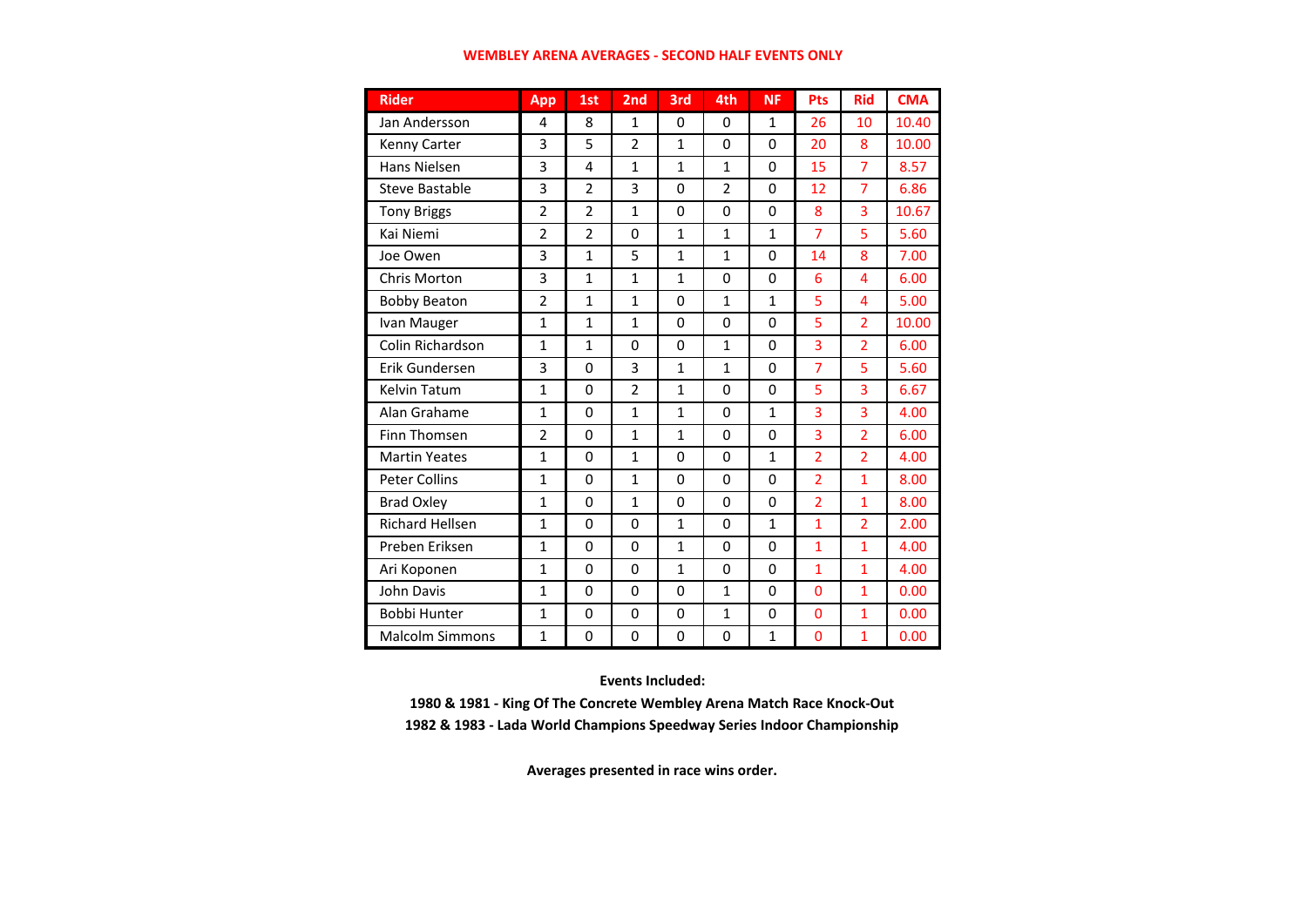# WEMBLEY ARENA AVERAGES - SECOND HALF EVENTS ONLY

| Rider | App | 1st | 2nd | 3rd | 4th | NF | Pts | Rid | CMA |
|---|---|---|---|---|---|---|---|---|---|
| Jan Andersson | 4 | 8 | 1 | 0 | 0 | 1 | 26 | 10 | 10.40 |
| Kenny Carter | 3 | 5 | 2 | 1 | 0 | 0 | 20 | 8 | 10.00 |
| Hans Nielsen | 3 | 4 | 1 | 1 | 1 | 0 | 15 | 7 | 8.57 |
| Steve Bastable | 3 | 2 | 3 | 0 | 2 | 0 | 12 | 7 | 6.86 |
| Tony Briggs | 2 | 2 | 1 | 0 | 0 | 0 | 8 | 3 | 10.67 |
| Kai Niemi | 2 | 2 | 0 | 1 | 1 | 1 | 7 | 5 | 5.60 |
| Joe Owen | 3 | 1 | 5 | 1 | 1 | 0 | 14 | 8 | 7.00 |
| Chris Morton | 3 | 1 | 1 | 1 | 0 | 0 | 6 | 4 | 6.00 |
| Bobby Beaton | 2 | 1 | 1 | 0 | 1 | 1 | 5 | 4 | 5.00 |
| Ivan Mauger | 1 | 1 | 1 | 0 | 0 | 0 | 5 | 2 | 10.00 |
| Colin Richardson | 1 | 1 | 0 | 0 | 1 | 0 | 3 | 2 | 6.00 |
| Erik Gundersen | 3 | 0 | 3 | 1 | 1 | 0 | 7 | 5 | 5.60 |
| Kelvin Tatum | 1 | 0 | 2 | 1 | 0 | 0 | 5 | 3 | 6.67 |
| Alan Grahame | 1 | 0 | 1 | 1 | 0 | 1 | 3 | 3 | 4.00 |
| Finn Thomsen | 2 | 0 | 1 | 1 | 0 | 0 | 3 | 2 | 6.00 |
| Martin Yeates | 1 | 0 | 1 | 0 | 0 | 1 | 2 | 2 | 4.00 |
| Peter Collins | 1 | 0 | 1 | 0 | 0 | 0 | 2 | 1 | 8.00 |
| Brad Oxley | 1 | 0 | 1 | 0 | 0 | 0 | 2 | 1 | 8.00 |
| Richard Hellsen | 1 | 0 | 0 | 1 | 0 | 1 | 1 | 2 | 2.00 |
| Preben Eriksen | 1 | 0 | 0 | 1 | 0 | 0 | 1 | 1 | 4.00 |
| Ari Koponen | 1 | 0 | 0 | 1 | 0 | 0 | 1 | 1 | 4.00 |
| John Davis | 1 | 0 | 0 | 0 | 1 | 0 | 0 | 1 | 0.00 |
| Bobbi Hunter | 1 | 0 | 0 | 0 | 1 | 0 | 0 | 1 | 0.00 |
| Malcolm Simmons | 1 | 0 | 0 | 0 | 0 | 1 | 0 | 1 | 0.00 |

**Events Included:**

**1980 & 1981 - King Of The Concrete Wembley Arena Match Race Knock-Out**

**1982 & 1983 - Lada World Champions Speedway Series Indoor Championship**

**Averages presented in race wins order.**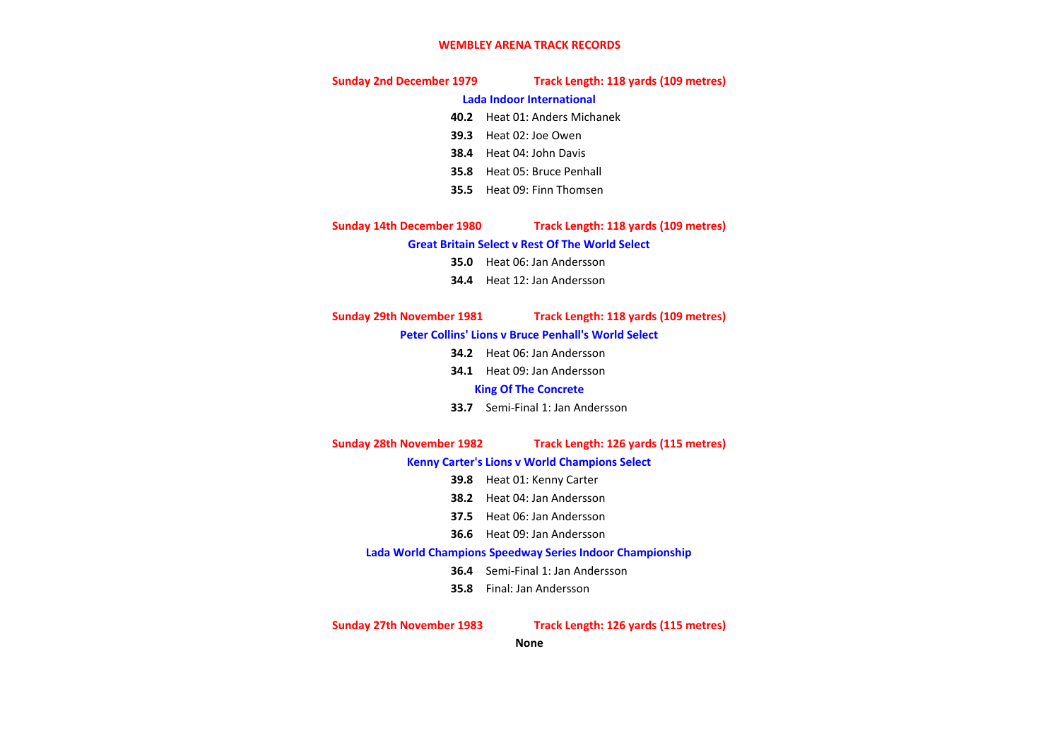# WEMBLEY ARENA TRACK RECORDS

**Sunday 2nd December 1979** — **Track Length: 118 yards (109 metres)**

**Lada Indoor International**

**40.2** Heat 01: Anders Michanek
**39.3** Heat 02: Joe Owen
**38.4** Heat 04: John Davis
**35.8** Heat 05: Bruce Penhall
**35.5** Heat 09: Finn Thomsen

**Sunday 14th December 1980** — **Track Length: 118 yards (109 metres)**

**Great Britain Select v Rest Of The World Select**

**35.0** Heat 06: Jan Andersson
**34.4** Heat 12: Jan Andersson

**Sunday 29th November 1981** — **Track Length: 118 yards (109 metres)**

**Peter Collins' Lions v Bruce Penhall's World Select**

**34.2** Heat 06: Jan Andersson
**34.1** Heat 09: Jan Andersson

**King Of The Concrete**

**33.7** Semi-Final 1: Jan Andersson

**Sunday 28th November 1982** — **Track Length: 126 yards (115 metres)**

**Kenny Carter's Lions v World Champions Select**

**39.8** Heat 01: Kenny Carter
**38.2** Heat 04: Jan Andersson
**37.5** Heat 06: Jan Andersson
**36.6** Heat 09: Jan Andersson

**Lada World Champions Speedway Series Indoor Championship**

**36.4** Semi-Final 1: Jan Andersson
**35.8** Final: Jan Andersson

**Sunday 27th November 1983** — **Track Length: 126 yards (115 metres)**

**None**